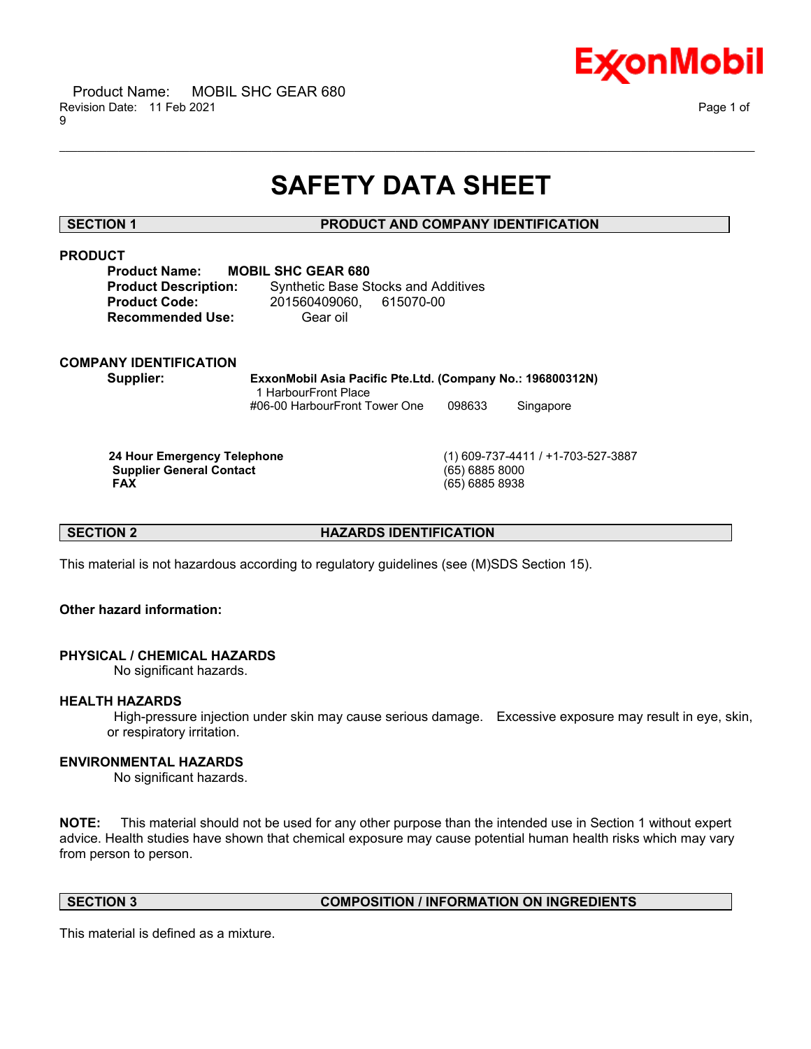# SAFETY DATA SHEET

## SECTION 1 PRODUCT AND COMPANY IDENTIFICATION

### PRODUCT

**Product Name:** **MOBIL SHC GEAR 680**
**Product Description:** Synthetic Base Stocks and Additives
**Product Code:** 201560409060, 615070-00
**Recommended Use:** Gear oil

### COMPANY IDENTIFICATION

**Supplier:** **ExxonMobil Asia Pacific Pte.Ltd. (Company No.: 196800312N)**
1 HarbourFront Place
#06-00 HarbourFront Tower One 098633 Singapore

| | |
|---|---|
| **24 Hour Emergency Telephone** | (1) 609-737-4411 / +1-703-527-3887 |
| **Supplier General Contact** | (65) 6885 8000 |
| **FAX** | (65) 6885 8938 |

## SECTION 2 HAZARDS IDENTIFICATION

This material is not hazardous according to regulatory guidelines (see (M)SDS Section 15).

**Other hazard information:**

### PHYSICAL / CHEMICAL HAZARDS

No significant hazards.

### HEALTH HAZARDS

High-pressure injection under skin may cause serious damage. Excessive exposure may result in eye, skin, or respiratory irritation.

### ENVIRONMENTAL HAZARDS

No significant hazards.

**NOTE:** This material should not be used for any other purpose than the intended use in Section 1 without expert advice. Health studies have shown that chemical exposure may cause potential human health risks which may vary from person to person.

## SECTION 3 COMPOSITION / INFORMATION ON INGREDIENTS

This material is defined as a mixture.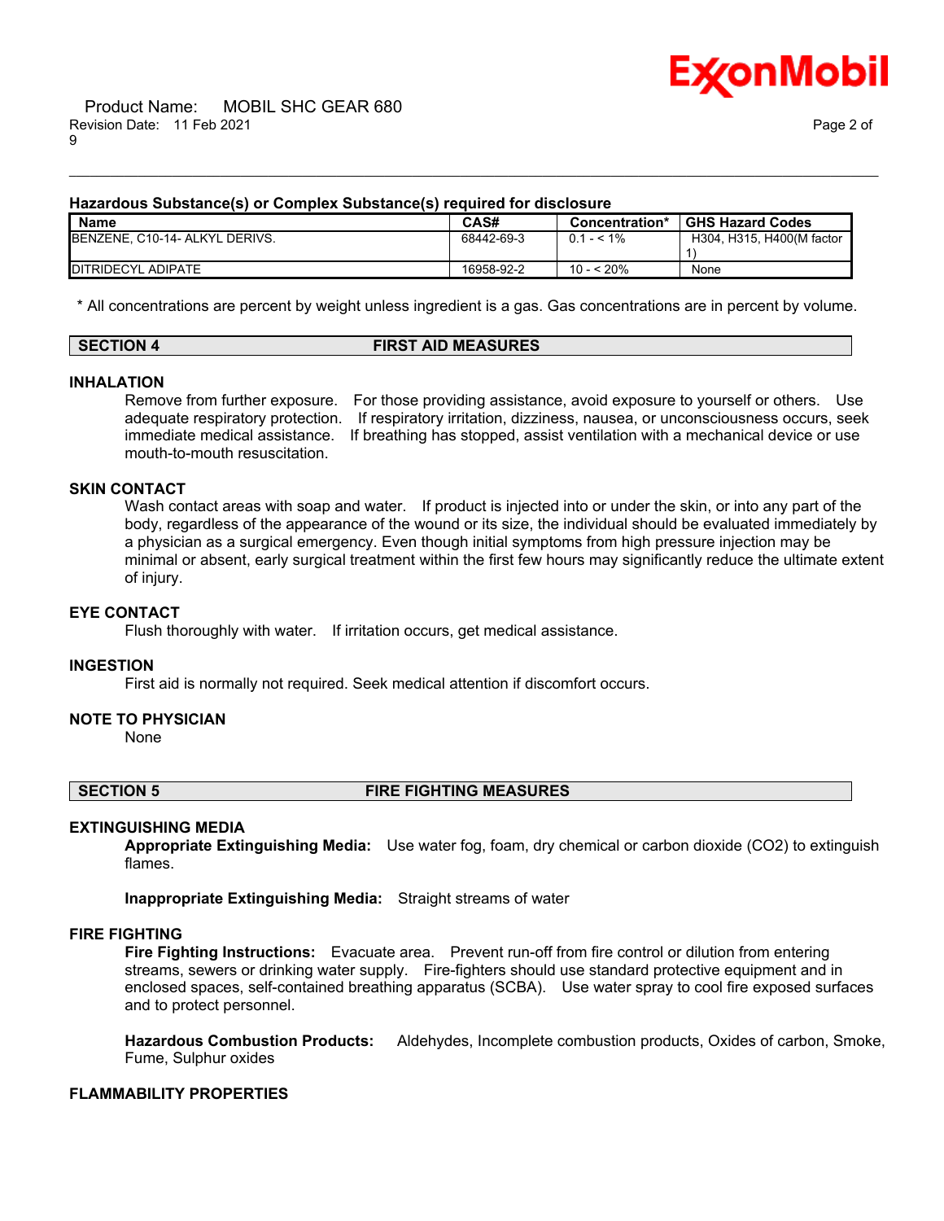### Hazardous Substance(s) or Complex Substance(s) required for disclosure

| Name | CAS# | Concentration* | GHS Hazard Codes |
|---|---|---|---|
| BENZENE, C10-14- ALKYL DERIVS. | 68442-69-3 | 0.1 - < 1% | H304, H315, H400(M factor 1) |
| DITRIDECYL ADIPATE | 16958-92-2 | 10 - < 20% | None |

\* All concentrations are percent by weight unless ingredient is a gas. Gas concentrations are in percent by volume.

## SECTION 4 FIRST AID MEASURES

### INHALATION

Remove from further exposure. For those providing assistance, avoid exposure to yourself or others. Use adequate respiratory protection. If respiratory irritation, dizziness, nausea, or unconsciousness occurs, seek immediate medical assistance. If breathing has stopped, assist ventilation with a mechanical device or use mouth-to-mouth resuscitation.

### SKIN CONTACT

Wash contact areas with soap and water. If product is injected into or under the skin, or into any part of the body, regardless of the appearance of the wound or its size, the individual should be evaluated immediately by a physician as a surgical emergency. Even though initial symptoms from high pressure injection may be minimal or absent, early surgical treatment within the first few hours may significantly reduce the ultimate extent of injury.

### EYE CONTACT

Flush thoroughly with water. If irritation occurs, get medical assistance.

### INGESTION

First aid is normally not required. Seek medical attention if discomfort occurs.

### NOTE TO PHYSICIAN

None

## SECTION 5 FIRE FIGHTING MEASURES

### EXTINGUISHING MEDIA

**Appropriate Extinguishing Media:** Use water fog, foam, dry chemical or carbon dioxide ($CO_2$) to extinguish flames.

**Inappropriate Extinguishing Media:** Straight streams of water

### FIRE FIGHTING

**Fire Fighting Instructions:** Evacuate area. Prevent run-off from fire control or dilution from entering streams, sewers or drinking water supply. Fire-fighters should use standard protective equipment and in enclosed spaces, self-contained breathing apparatus (SCBA). Use water spray to cool fire exposed surfaces and to protect personnel.

**Hazardous Combustion Products:** Aldehydes, Incomplete combustion products, Oxides of carbon, Smoke, Fume, Sulphur oxides

### FLAMMABILITY PROPERTIES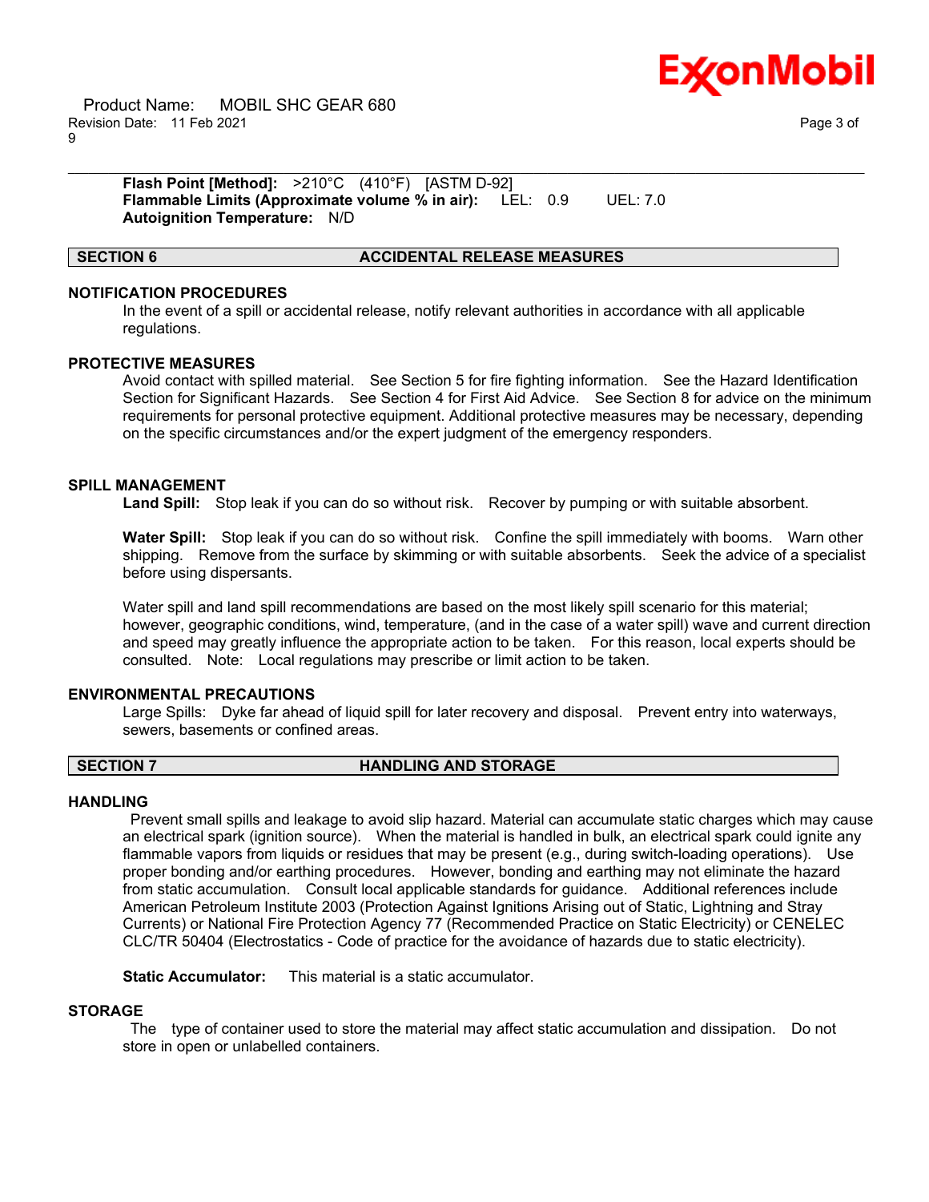**Flash Point [Method]:** >210°C (410°F) [ASTM D-92]
**Flammable Limits (Approximate volume % in air):** LEL: 0.9 UEL: 7.0
**Autoignition Temperature:** N/D

## SECTION 6 ACCIDENTAL RELEASE MEASURES

### NOTIFICATION PROCEDURES

In the event of a spill or accidental release, notify relevant authorities in accordance with all applicable regulations.

### PROTECTIVE MEASURES

Avoid contact with spilled material. See Section 5 for fire fighting information. See the Hazard Identification Section for Significant Hazards. See Section 4 for First Aid Advice. See Section 8 for advice on the minimum requirements for personal protective equipment. Additional protective measures may be necessary, depending on the specific circumstances and/or the expert judgment of the emergency responders.

### SPILL MANAGEMENT

**Land Spill:** Stop leak if you can do so without risk. Recover by pumping or with suitable absorbent.

**Water Spill:** Stop leak if you can do so without risk. Confine the spill immediately with booms. Warn other shipping. Remove from the surface by skimming or with suitable absorbents. Seek the advice of a specialist before using dispersants.

Water spill and land spill recommendations are based on the most likely spill scenario for this material; however, geographic conditions, wind, temperature, (and in the case of a water spill) wave and current direction and speed may greatly influence the appropriate action to be taken. For this reason, local experts should be consulted. Note: Local regulations may prescribe or limit action to be taken.

### ENVIRONMENTAL PRECAUTIONS

Large Spills: Dyke far ahead of liquid spill for later recovery and disposal. Prevent entry into waterways, sewers, basements or confined areas.

## SECTION 7 HANDLING AND STORAGE

### HANDLING

Prevent small spills and leakage to avoid slip hazard. Material can accumulate static charges which may cause an electrical spark (ignition source). When the material is handled in bulk, an electrical spark could ignite any flammable vapors from liquids or residues that may be present (e.g., during switch-loading operations). Use proper bonding and/or earthing procedures. However, bonding and earthing may not eliminate the hazard from static accumulation. Consult local applicable standards for guidance. Additional references include American Petroleum Institute 2003 (Protection Against Ignitions Arising out of Static, Lightning and Stray Currents) or National Fire Protection Agency 77 (Recommended Practice on Static Electricity) or CENELEC CLC/TR 50404 (Electrostatics - Code of practice for the avoidance of hazards due to static electricity).

**Static Accumulator:** This material is a static accumulator.

### STORAGE

The type of container used to store the material may affect static accumulation and dissipation. Do not store in open or unlabelled containers.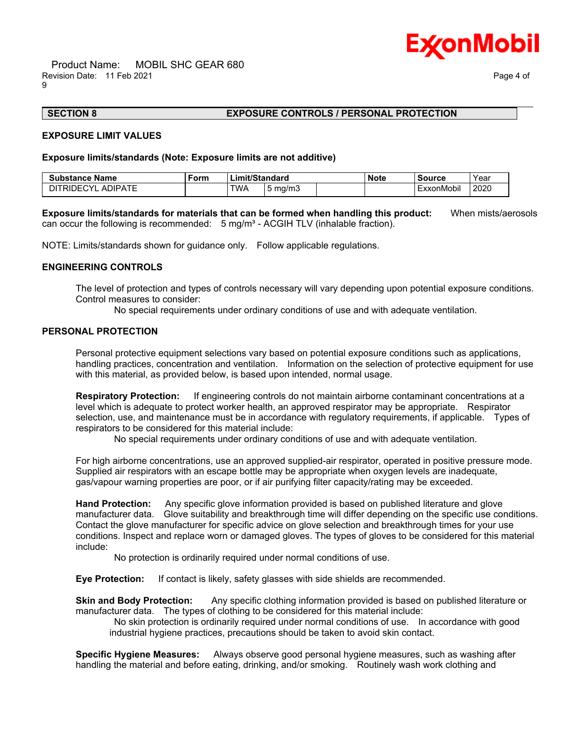## SECTION 8 EXPOSURE CONTROLS / PERSONAL PROTECTION

### EXPOSURE LIMIT VALUES

**Exposure limits/standards (Note: Exposure limits are not additive)**

| Substance Name | Form | Limit/Standard | | | Note | Source | Year |
|---|---|---|---|---|---|---|---|
| DITRIDECYL ADIPATE | | TWA | 5 mg/m3 | | | ExxonMobil | 2020 |

**Exposure limits/standards for materials that can be formed when handling this product:** When mists/aerosols can occur the following is recommended: 5 mg/m³ - ACGIH TLV (inhalable fraction).

NOTE: Limits/standards shown for guidance only. Follow applicable regulations.

### ENGINEERING CONTROLS

The level of protection and types of controls necessary will vary depending upon potential exposure conditions. Control measures to consider:

No special requirements under ordinary conditions of use and with adequate ventilation.

### PERSONAL PROTECTION

Personal protective equipment selections vary based on potential exposure conditions such as applications, handling practices, concentration and ventilation. Information on the selection of protective equipment for use with this material, as provided below, is based upon intended, normal usage.

**Respiratory Protection:** If engineering controls do not maintain airborne contaminant concentrations at a level which is adequate to protect worker health, an approved respirator may be appropriate. Respirator selection, use, and maintenance must be in accordance with regulatory requirements, if applicable. Types of respirators to be considered for this material include:

No special requirements under ordinary conditions of use and with adequate ventilation.

For high airborne concentrations, use an approved supplied-air respirator, operated in positive pressure mode. Supplied air respirators with an escape bottle may be appropriate when oxygen levels are inadequate, gas/vapour warning properties are poor, or if air purifying filter capacity/rating may be exceeded.

**Hand Protection:** Any specific glove information provided is based on published literature and glove manufacturer data. Glove suitability and breakthrough time will differ depending on the specific use conditions. Contact the glove manufacturer for specific advice on glove selection and breakthrough times for your use conditions. Inspect and replace worn or damaged gloves. The types of gloves to be considered for this material include:

No protection is ordinarily required under normal conditions of use.

**Eye Protection:** If contact is likely, safety glasses with side shields are recommended.

**Skin and Body Protection:** Any specific clothing information provided is based on published literature or manufacturer data. The types of clothing to be considered for this material include:

No skin protection is ordinarily required under normal conditions of use. In accordance with good industrial hygiene practices, precautions should be taken to avoid skin contact.

**Specific Hygiene Measures:** Always observe good personal hygiene measures, such as washing after handling the material and before eating, drinking, and/or smoking. Routinely wash work clothing and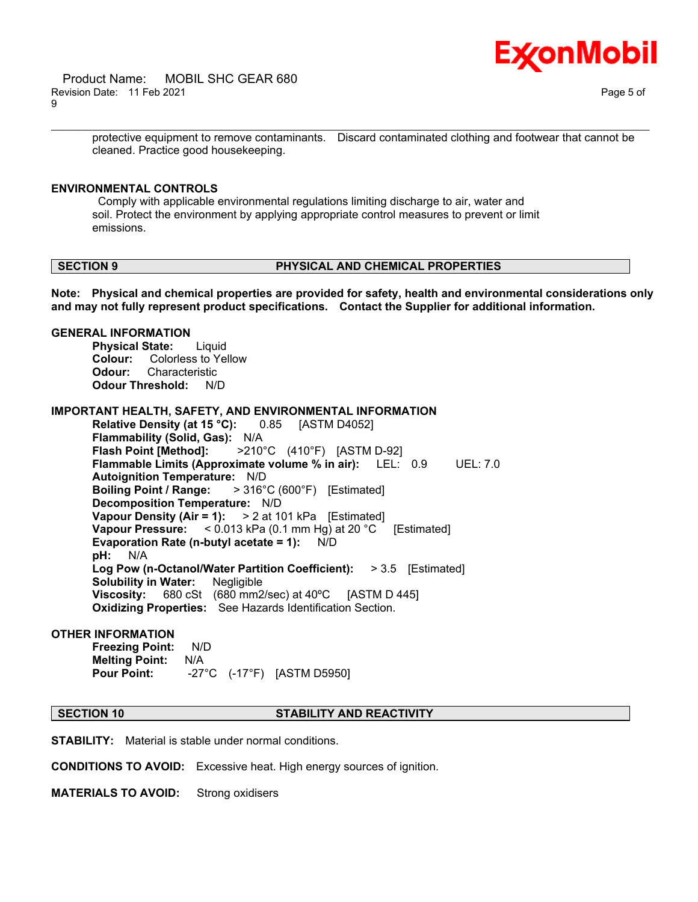protective equipment to remove contaminants. Discard contaminated clothing and footwear that cannot be cleaned. Practice good housekeeping.

### ENVIRONMENTAL CONTROLS

Comply with applicable environmental regulations limiting discharge to air, water and soil. Protect the environment by applying appropriate control measures to prevent or limit emissions.

## SECTION 9 PHYSICAL AND CHEMICAL PROPERTIES

**Note: Physical and chemical properties are provided for safety, health and environmental considerations only and may not fully represent product specifications. Contact the Supplier for additional information.**

### GENERAL INFORMATION

**Physical State:** Liquid
**Colour:** Colorless to Yellow
**Odour:** Characteristic
**Odour Threshold:** N/D

### IMPORTANT HEALTH, SAFETY, AND ENVIRONMENTAL INFORMATION

**Relative Density (at 15 °C):** 0.85 [ASTM D4052]
**Flammability (Solid, Gas):** N/A
**Flash Point [Method]:** >210°C (410°F) [ASTM D-92]
**Flammable Limits (Approximate volume % in air):** LEL: 0.9 UEL: 7.0
**Autoignition Temperature:** N/D
**Boiling Point / Range:** > 316°C (600°F) [Estimated]
**Decomposition Temperature:** N/D
**Vapour Density (Air = 1):** > 2 at 101 kPa [Estimated]
**Vapour Pressure:** < 0.013 kPa (0.1 mm Hg) at 20 °C [Estimated]
**Evaporation Rate (n-butyl acetate = 1):** N/D
**pH:** N/A
**Log Pow (n-Octanol/Water Partition Coefficient):** > 3.5 [Estimated]
**Solubility in Water:** Negligible
**Viscosity:** 680 cSt (680 mm2/sec) at 40ºC [ASTM D 445]
**Oxidizing Properties:** See Hazards Identification Section.

### OTHER INFORMATION

**Freezing Point:** N/D
**Melting Point:** N/A
**Pour Point:** -27°C (-17°F) [ASTM D5950]

## SECTION 10 STABILITY AND REACTIVITY

**STABILITY:** Material is stable under normal conditions.

**CONDITIONS TO AVOID:** Excessive heat. High energy sources of ignition.

**MATERIALS TO AVOID:** Strong oxidisers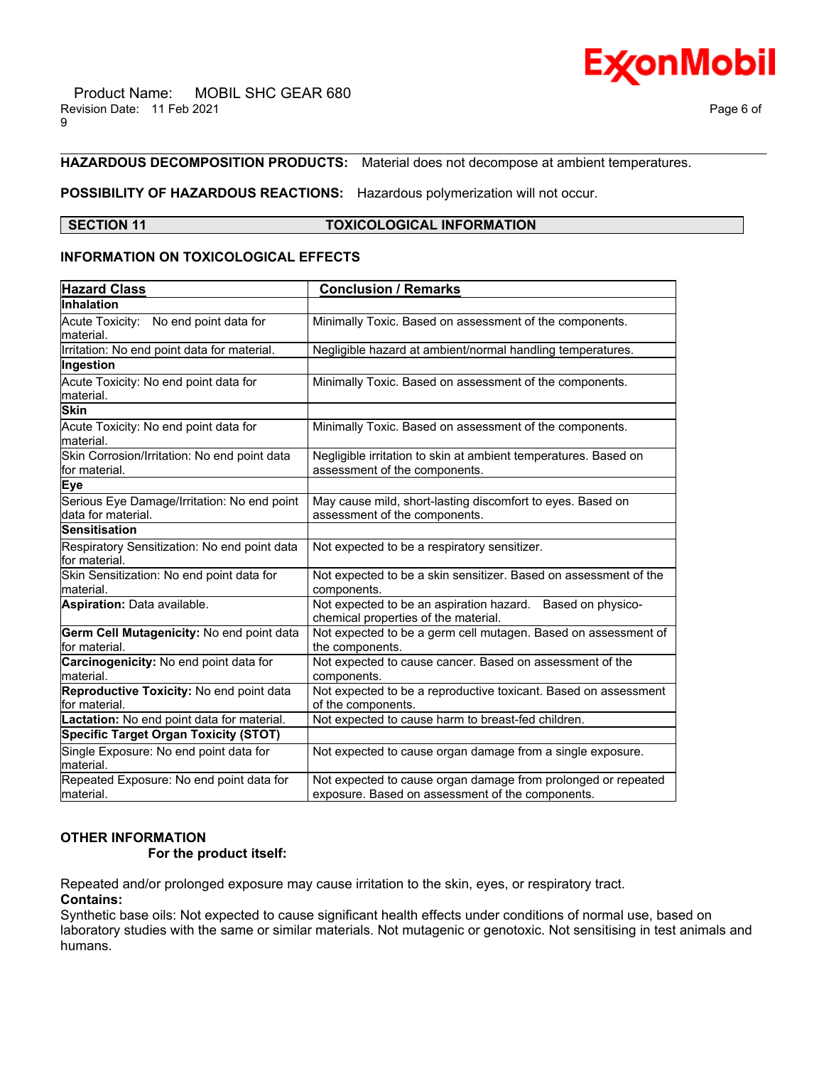**HAZARDOUS DECOMPOSITION PRODUCTS:** Material does not decompose at ambient temperatures.

**POSSIBILITY OF HAZARDOUS REACTIONS:** Hazardous polymerization will not occur.

## SECTION 11 TOXICOLOGICAL INFORMATION

### INFORMATION ON TOXICOLOGICAL EFFECTS

| Hazard Class | Conclusion / Remarks |
|---|---|
| **Inhalation** | |
| Acute Toxicity: No end point data for material. | Minimally Toxic. Based on assessment of the components. |
| Irritation: No end point data for material. | Negligible hazard at ambient/normal handling temperatures. |
| **Ingestion** | |
| Acute Toxicity: No end point data for material. | Minimally Toxic. Based on assessment of the components. |
| **Skin** | |
| Acute Toxicity: No end point data for material. | Minimally Toxic. Based on assessment of the components. |
| Skin Corrosion/Irritation: No end point data for material. | Negligible irritation to skin at ambient temperatures. Based on assessment of the components. |
| **Eye** | |
| Serious Eye Damage/Irritation: No end point data for material. | May cause mild, short-lasting discomfort to eyes. Based on assessment of the components. |
| **Sensitisation** | |
| Respiratory Sensitization: No end point data for material. | Not expected to be a respiratory sensitizer. |
| Skin Sensitization: No end point data for material. | Not expected to be a skin sensitizer. Based on assessment of the components. |
| **Aspiration:** Data available. | Not expected to be an aspiration hazard. Based on physico-chemical properties of the material. |
| **Germ Cell Mutagenicity:** No end point data for material. | Not expected to be a germ cell mutagen. Based on assessment of the components. |
| **Carcinogenicity:** No end point data for material. | Not expected to cause cancer. Based on assessment of the components. |
| **Reproductive Toxicity:** No end point data for material. | Not expected to be a reproductive toxicant. Based on assessment of the components. |
| **Lactation:** No end point data for material. | Not expected to cause harm to breast-fed children. |
| **Specific Target Organ Toxicity (STOT)** | |
| Single Exposure: No end point data for material. | Not expected to cause organ damage from a single exposure. |
| Repeated Exposure: No end point data for material. | Not expected to cause organ damage from prolonged or repeated exposure. Based on assessment of the components. |

### OTHER INFORMATION

**For the product itself:**

Repeated and/or prolonged exposure may cause irritation to the skin, eyes, or respiratory tract.

**Contains:**

Synthetic base oils: Not expected to cause significant health effects under conditions of normal use, based on laboratory studies with the same or similar materials. Not mutagenic or genotoxic. Not sensitising in test animals and humans.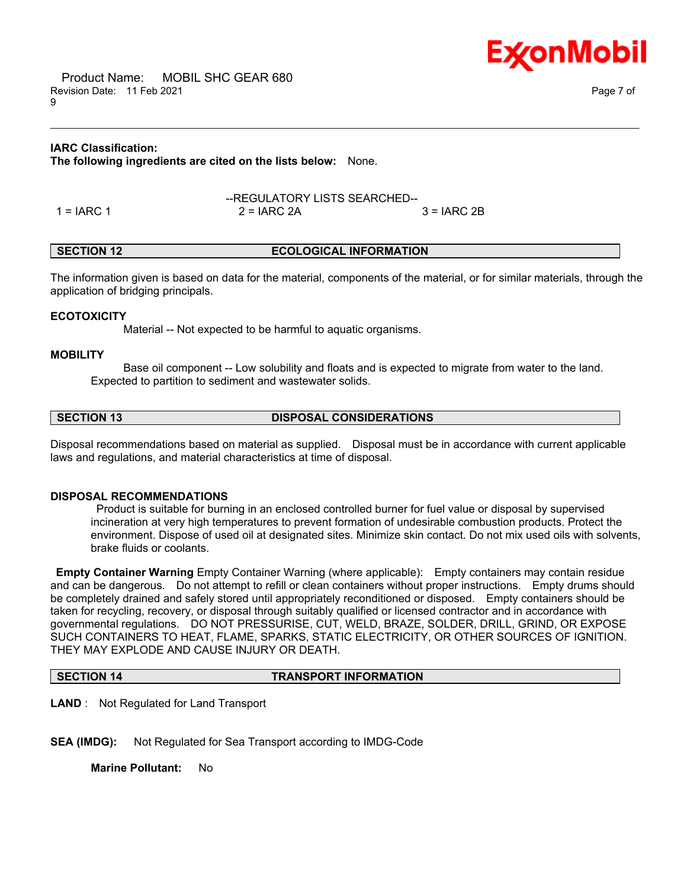**IARC Classification:**
**The following ingredients are cited on the lists below:** None.

--REGULATORY LISTS SEARCHED--

| 1 = IARC 1 | 2 = IARC 2A | 3 = IARC 2B |
|---|---|---|

## SECTION 12 ECOLOGICAL INFORMATION

The information given is based on data for the material, components of the material, or for similar materials, through the application of bridging principals.

**ECOTOXICITY**

Material -- Not expected to be harmful to aquatic organisms.

**MOBILITY**

Base oil component -- Low solubility and floats and is expected to migrate from water to the land. Expected to partition to sediment and wastewater solids.

## SECTION 13 DISPOSAL CONSIDERATIONS

Disposal recommendations based on material as supplied. Disposal must be in accordance with current applicable laws and regulations, and material characteristics at time of disposal.

**DISPOSAL RECOMMENDATIONS**

Product is suitable for burning in an enclosed controlled burner for fuel value or disposal by supervised incineration at very high temperatures to prevent formation of undesirable combustion products. Protect the environment. Dispose of used oil at designated sites. Minimize skin contact. Do not mix used oils with solvents, brake fluids or coolants.

**Empty Container Warning** Empty Container Warning (where applicable): Empty containers may contain residue and can be dangerous. Do not attempt to refill or clean containers without proper instructions. Empty drums should be completely drained and safely stored until appropriately reconditioned or disposed. Empty containers should be taken for recycling, recovery, or disposal through suitably qualified or licensed contractor and in accordance with governmental regulations. DO NOT PRESSURISE, CUT, WELD, BRAZE, SOLDER, DRILL, GRIND, OR EXPOSE SUCH CONTAINERS TO HEAT, FLAME, SPARKS, STATIC ELECTRICITY, OR OTHER SOURCES OF IGNITION. THEY MAY EXPLODE AND CAUSE INJURY OR DEATH.

## SECTION 14 TRANSPORT INFORMATION

**LAND** : Not Regulated for Land Transport

**SEA (IMDG):** Not Regulated for Sea Transport according to IMDG-Code

**Marine Pollutant:** No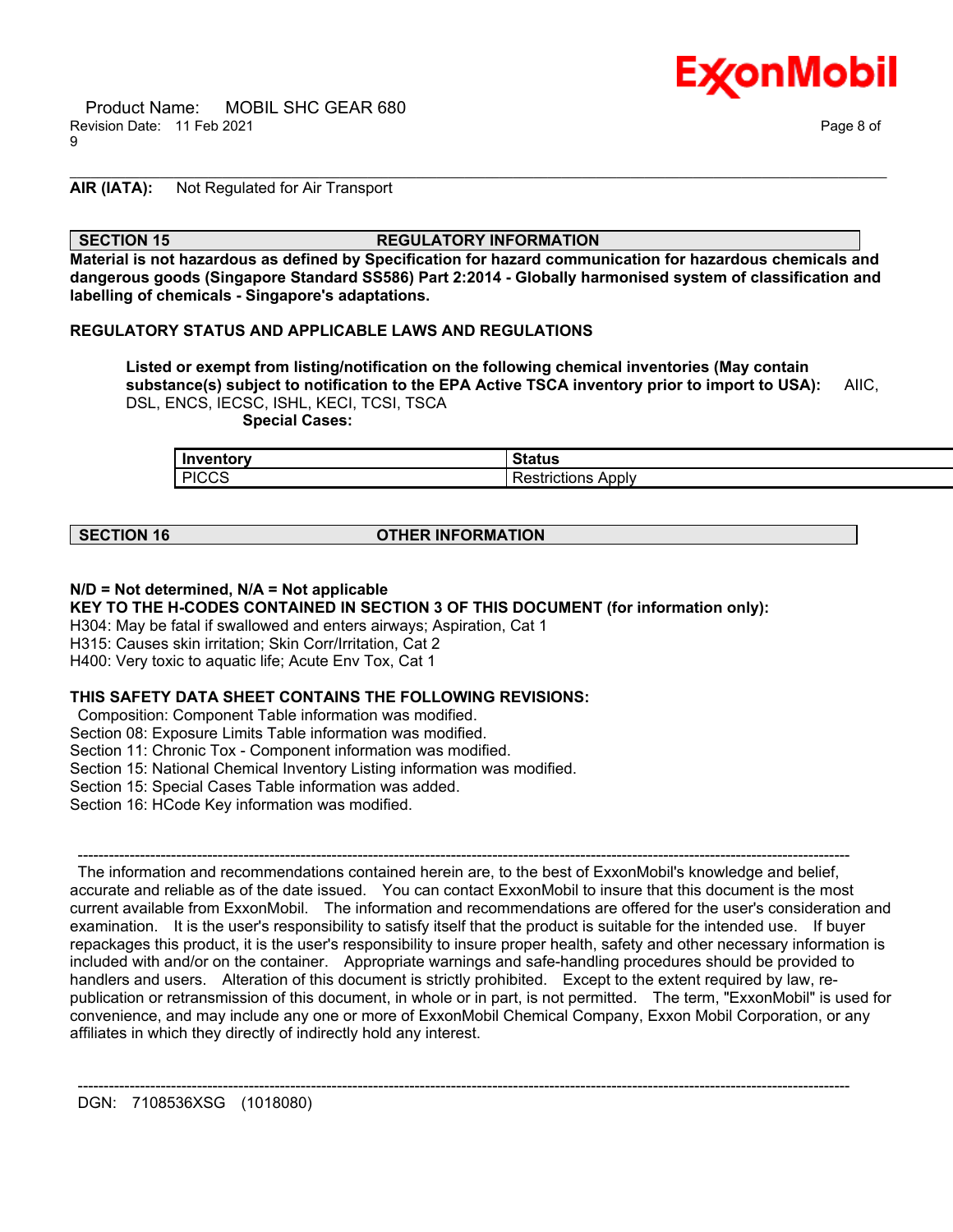**AIR (IATA):** Not Regulated for Air Transport

## SECTION 15 REGULATORY INFORMATION

**Material is not hazardous as defined by Specification for hazard communication for hazardous chemicals and dangerous goods (Singapore Standard SS586) Part 2:2014 - Globally harmonised system of classification and labelling of chemicals - Singapore's adaptations.**

**REGULATORY STATUS AND APPLICABLE LAWS AND REGULATIONS**

**Listed or exempt from listing/notification on the following chemical inventories (May contain substance(s) subject to notification to the EPA Active TSCA inventory prior to import to USA):** AIIC, DSL, ENCS, IECSC, ISHL, KECI, TCSI, TSCA

**Special Cases:**

| Inventory | Status |
|---|---|
| PICCS | Restrictions Apply |

## SECTION 16 OTHER INFORMATION

**N/D = Not determined, N/A = Not applicable**

**KEY TO THE H-CODES CONTAINED IN SECTION 3 OF THIS DOCUMENT (for information only):**

H304: May be fatal if swallowed and enters airways; Aspiration, Cat 1
H315: Causes skin irritation; Skin Corr/Irritation, Cat 2
H400: Very toxic to aquatic life; Acute Env Tox, Cat 1

**THIS SAFETY DATA SHEET CONTAINS THE FOLLOWING REVISIONS:**

Composition: Component Table information was modified.
Section 08: Exposure Limits Table information was modified.
Section 11: Chronic Tox - Component information was modified.
Section 15: National Chemical Inventory Listing information was modified.
Section 15: Special Cases Table information was added.
Section 16: HCode Key information was modified.

---

The information and recommendations contained herein are, to the best of ExxonMobil's knowledge and belief, accurate and reliable as of the date issued. You can contact ExxonMobil to insure that this document is the most current available from ExxonMobil. The information and recommendations are offered for the user's consideration and examination. It is the user's responsibility to satisfy itself that the product is suitable for the intended use. If buyer repackages this product, it is the user's responsibility to insure proper health, safety and other necessary information is included with and/or on the container. Appropriate warnings and safe-handling procedures should be provided to handlers and users. Alteration of this document is strictly prohibited. Except to the extent required by law, re-publication or retransmission of this document, in whole or in part, is not permitted. The term, "ExxonMobil" is used for convenience, and may include any one or more of ExxonMobil Chemical Company, Exxon Mobil Corporation, or any affiliates in which they directly of indirectly hold any interest.

---

DGN: 7108536XSG (1018080)